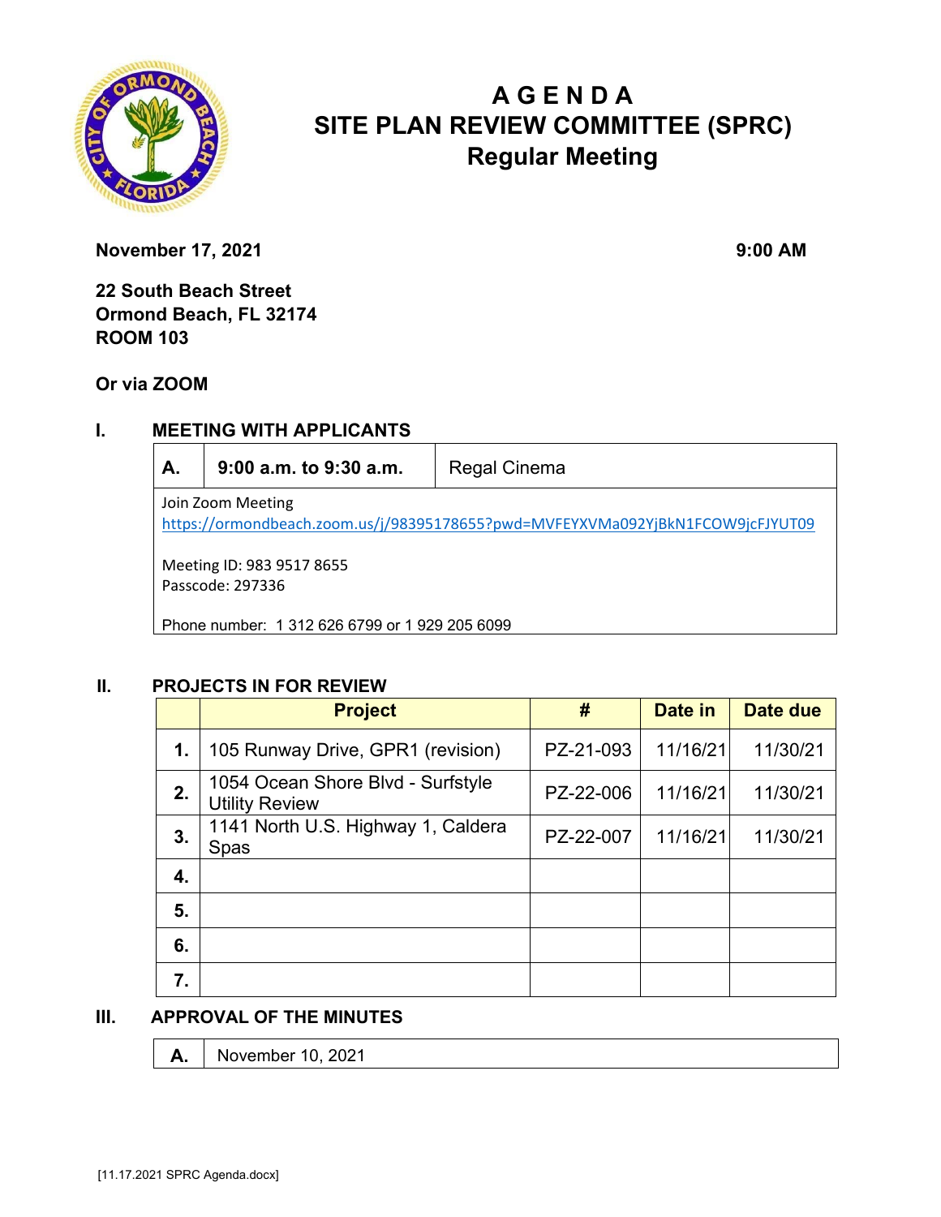# AGENDA
# SITE PLAN REVIEW COMMITTEE (SPRC)
## Regular Meeting

**November 17, 2021** **9:00 AM**

**22 South Beach Street**
**Ormond Beach, FL 32174**
**ROOM 103**

**Or via ZOOM**

## I. MEETING WITH APPLICANTS

| A. | 9:00 a.m. to 9:30 a.m. | Regal Cinema |
|---|---|---|

Join Zoom Meeting
https://ormondbeach.zoom.us/j/98395178655?pwd=MVFEYXVMa092YjBkN1FCOW9jcFJYUT09

Meeting ID: 983 9517 8655
Passcode: 297336

Phone number: 1 312 626 6799 or 1 929 205 6099

## II. PROJECTS IN FOR REVIEW

| | Project | # | Date in | Date due |
|---|---|---|---|---|
| 1. | 105 Runway Drive, GPR1 (revision) | PZ-21-093 | 11/16/21 | 11/30/21 |
| 2. | 1054 Ocean Shore Blvd - Surfstyle Utility Review | PZ-22-006 | 11/16/21 | 11/30/21 |
| 3. | 1141 North U.S. Highway 1, Caldera Spas | PZ-22-007 | 11/16/21 | 11/30/21 |
| 4. | | | | |
| 5. | | | | |
| 6. | | | | |
| 7. | | | | |

## III. APPROVAL OF THE MINUTES

| A. | November 10, 2021 |
|---|---|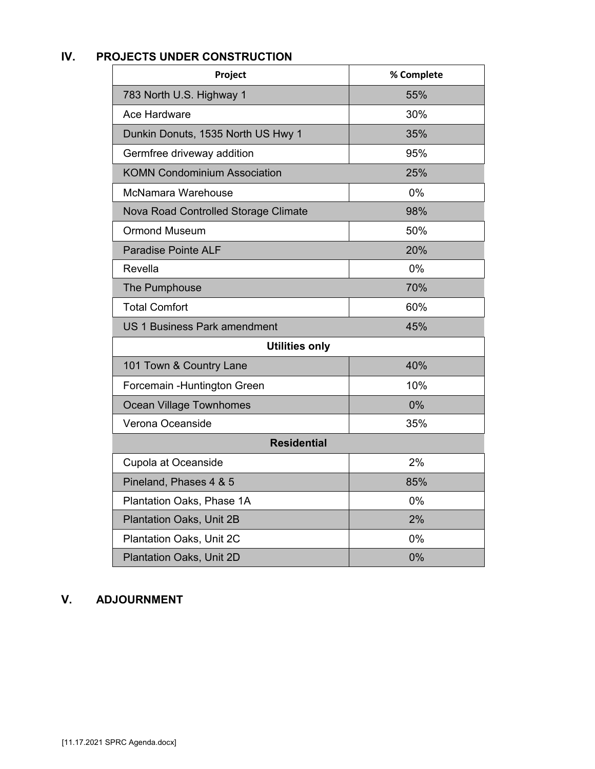## IV. PROJECTS UNDER CONSTRUCTION

| Project | % Complete |
|---|---|
| 783 North U.S. Highway 1 | 55% |
| Ace Hardware | 30% |
| Dunkin Donuts, 1535 North US Hwy 1 | 35% |
| Germfree driveway addition | 95% |
| KOMN Condominium Association | 25% |
| McNamara Warehouse | 0% |
| Nova Road Controlled Storage Climate | 98% |
| Ormond Museum | 50% |
| Paradise Pointe ALF | 20% |
| Revella | 0% |
| The Pumphouse | 70% |
| Total Comfort | 60% |
| US 1 Business Park amendment | 45% |
| **Utilities only** | |
| 101 Town & Country Lane | 40% |
| Forcemain -Huntington Green | 10% |
| Ocean Village Townhomes | 0% |
| Verona Oceanside | 35% |
| **Residential** | |
| Cupola at Oceanside | 2% |
| Pineland, Phases 4 & 5 | 85% |
| Plantation Oaks, Phase 1A | 0% |
| Plantation Oaks, Unit 2B | 2% |
| Plantation Oaks, Unit 2C | 0% |
| Plantation Oaks, Unit 2D | 0% |

## V. ADJOURNMENT

[11.17.2021 SPRC Agenda.docx]